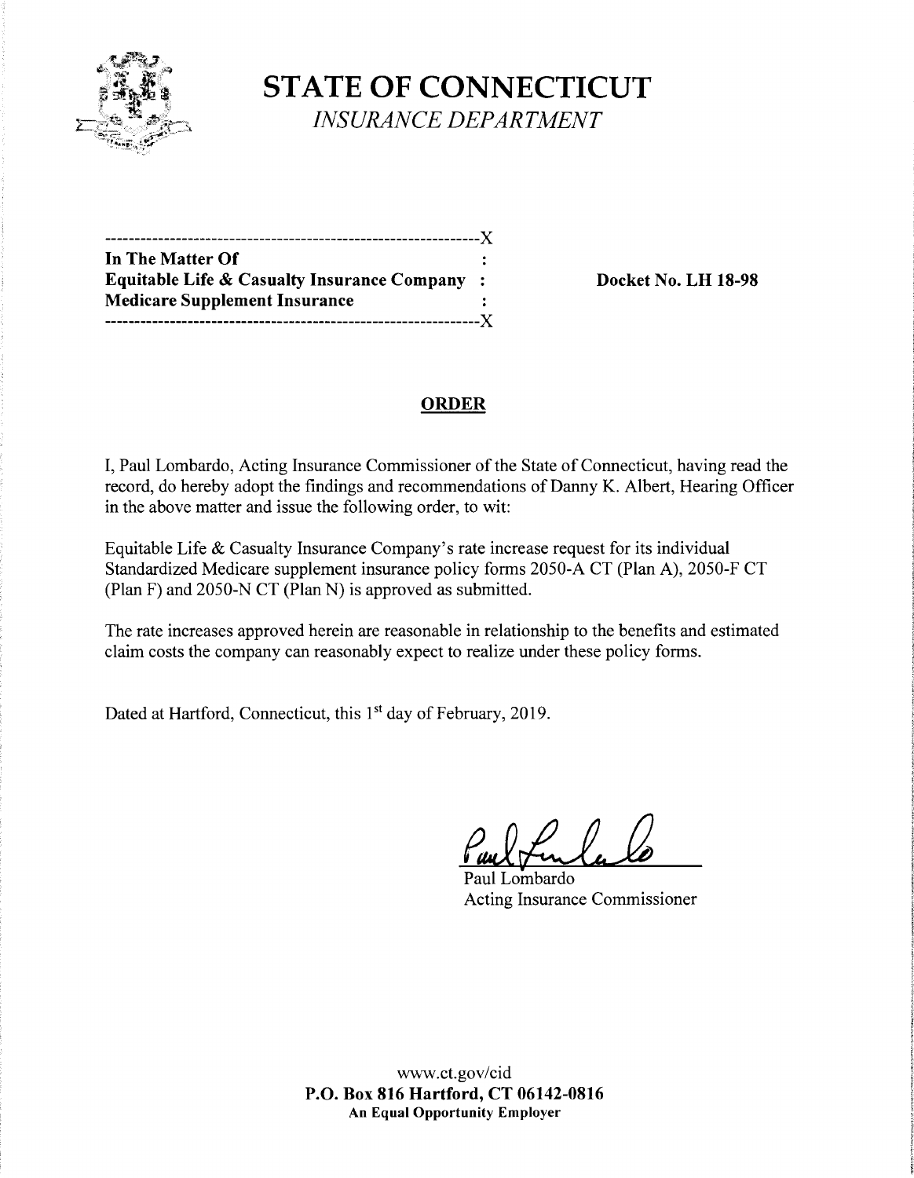# STATE OF CONNECTICUT

*INSURANCE DEPARTMENT*

---

**In The Matter Of**
**Equitable Life & Casualty Insurance Company**
**Medicare Supplement Insurance**

---

**Docket No. LH 18-98**

## ORDER

I, Paul Lombardo, Acting Insurance Commissioner of the State of Connecticut, having read the record, do hereby adopt the findings and recommendations of Danny K. Albert, Hearing Officer in the above matter and issue the following order, to wit:

Equitable Life & Casualty Insurance Company's rate increase request for its individual Standardized Medicare supplement insurance policy forms 2050-A CT (Plan A), 2050-F CT (Plan F) and 2050-N CT (Plan N) is approved as submitted.

The rate increases approved herein are reasonable in relationship to the benefits and estimated claim costs the company can reasonably expect to realize under these policy forms.

Dated at Hartford, Connecticut, this 1st day of February, 2019.

Paul Lombardo
Acting Insurance Commissioner

www.ct.gov/cid
**P.O. Box 816 Hartford, CT 06142-0816**
**An Equal Opportunity Employer**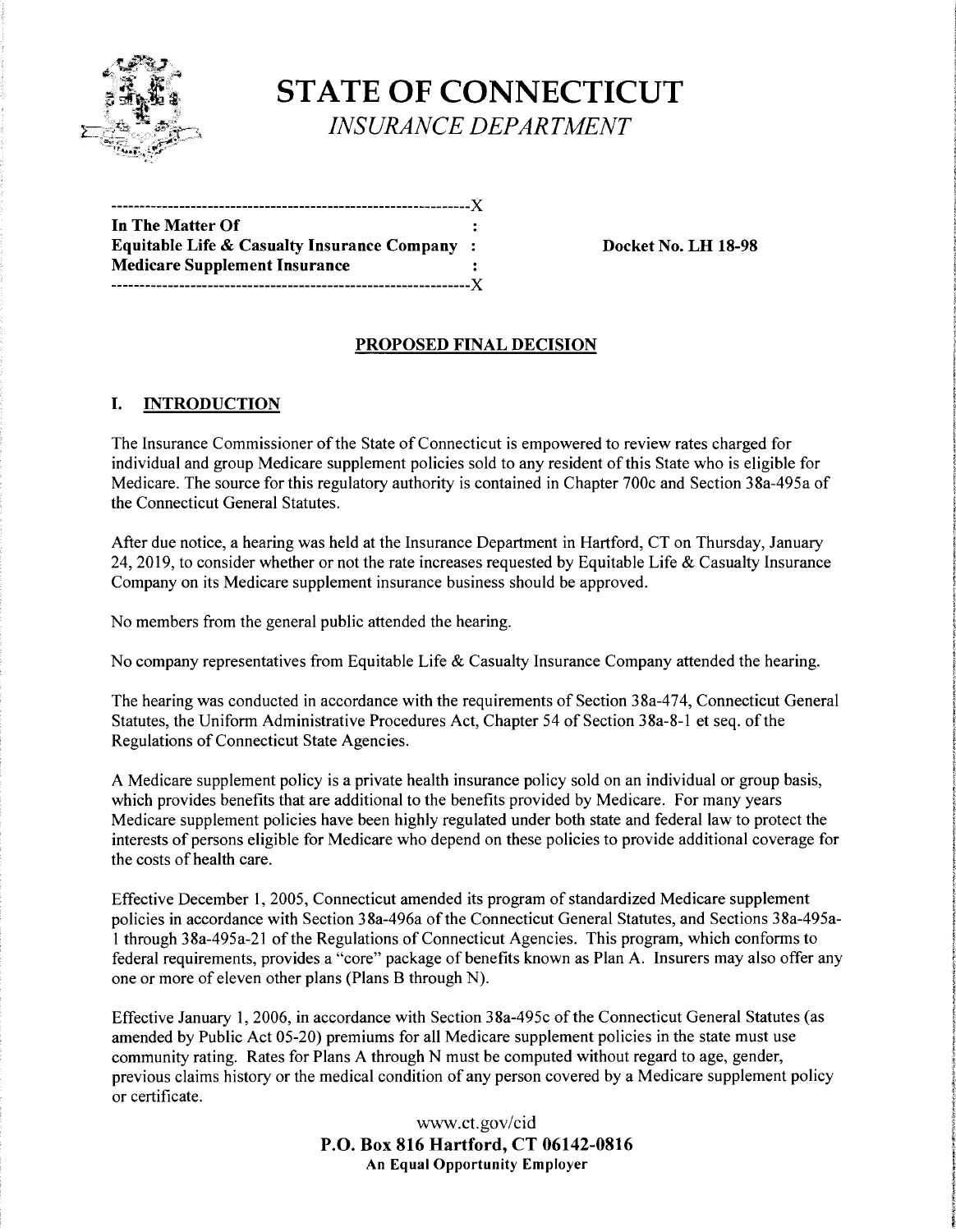# STATE OF CONNECTICUT

*INSURANCE DEPARTMENT*

```
---------------------------------------------------------------X
In The Matter Of                                              :
Equitable Life & Casualty Insurance Company                   :
Medicare Supplement Insurance                                 :
---------------------------------------------------------------X
```

**In The Matter Of**
**Equitable Life & Casualty Insurance Company**
**Medicare Supplement Insurance**

**Docket No. LH 18-98**

## PROPOSED FINAL DECISION

## I. INTRODUCTION

The Insurance Commissioner of the State of Connecticut is empowered to review rates charged for individual and group Medicare supplement policies sold to any resident of this State who is eligible for Medicare. The source for this regulatory authority is contained in Chapter 700c and Section 38a-495a of the Connecticut General Statutes.

After due notice, a hearing was held at the Insurance Department in Hartford, CT on Thursday, January 24, 2019, to consider whether or not the rate increases requested by Equitable Life & Casualty Insurance Company on its Medicare supplement insurance business should be approved.

No members from the general public attended the hearing.

No company representatives from Equitable Life & Casualty Insurance Company attended the hearing.

The hearing was conducted in accordance with the requirements of Section 38a-474, Connecticut General Statutes, the Uniform Administrative Procedures Act, Chapter 54 of Section 38a-8-1 et seq. of the Regulations of Connecticut State Agencies.

A Medicare supplement policy is a private health insurance policy sold on an individual or group basis, which provides benefits that are additional to the benefits provided by Medicare. For many years Medicare supplement policies have been highly regulated under both state and federal law to protect the interests of persons eligible for Medicare who depend on these policies to provide additional coverage for the costs of health care.

Effective December 1, 2005, Connecticut amended its program of standardized Medicare supplement policies in accordance with Section 38a-496a of the Connecticut General Statutes, and Sections 38a-495a-1 through 38a-495a-21 of the Regulations of Connecticut Agencies. This program, which conforms to federal requirements, provides a "core" package of benefits known as Plan A. Insurers may also offer any one or more of eleven other plans (Plans B through N).

Effective January 1, 2006, in accordance with Section 38a-495c of the Connecticut General Statutes (as amended by Public Act 05-20) premiums for all Medicare supplement policies in the state must use community rating. Rates for Plans A through N must be computed without regard to age, gender, previous claims history or the medical condition of any person covered by a Medicare supplement policy or certificate.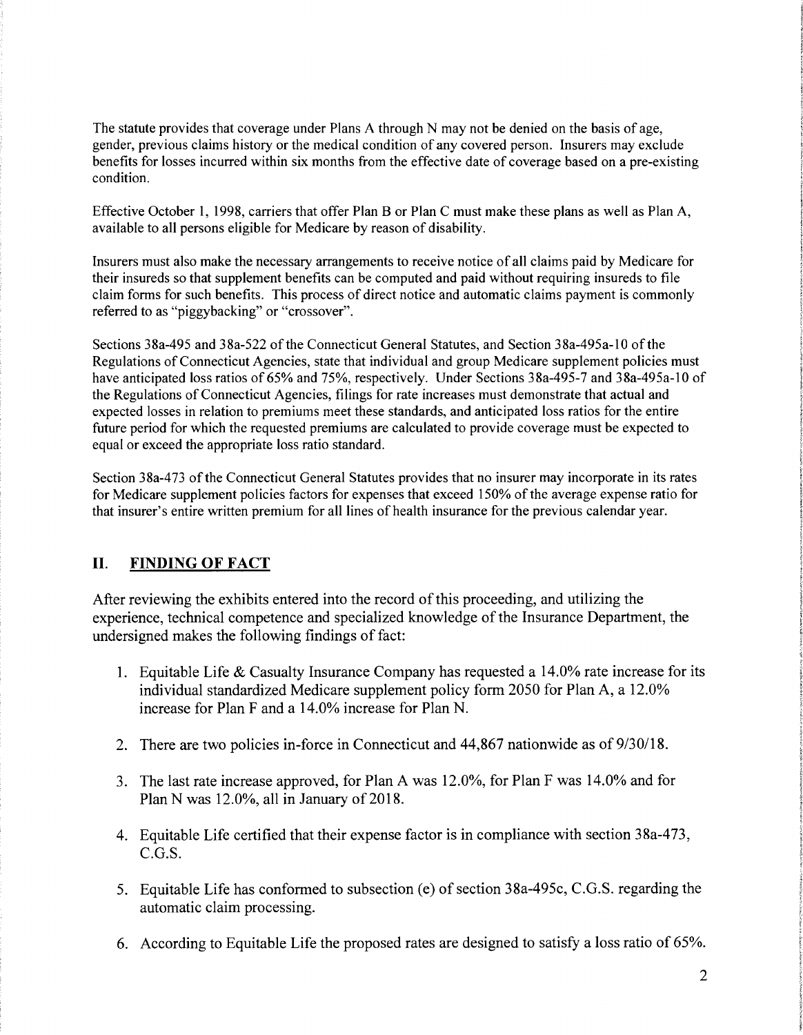The statute provides that coverage under Plans A through N may not be denied on the basis of age, gender, previous claims history or the medical condition of any covered person. Insurers may exclude benefits for losses incurred within six months from the effective date of coverage based on a pre-existing condition.

Effective October 1, 1998, carriers that offer Plan B or Plan C must make these plans as well as Plan A, available to all persons eligible for Medicare by reason of disability.

Insurers must also make the necessary arrangements to receive notice of all claims paid by Medicare for their insureds so that supplement benefits can be computed and paid without requiring insureds to file claim forms for such benefits. This process of direct notice and automatic claims payment is commonly referred to as "piggybacking" or "crossover".

Sections 38a-495 and 38a-522 of the Connecticut General Statutes, and Section 38a-495a-10 of the Regulations of Connecticut Agencies, state that individual and group Medicare supplement policies must have anticipated loss ratios of 65% and 75%, respectively. Under Sections 38a-495-7 and 38a-495a-10 of the Regulations of Connecticut Agencies, filings for rate increases must demonstrate that actual and expected losses in relation to premiums meet these standards, and anticipated loss ratios for the entire future period for which the requested premiums are calculated to provide coverage must be expected to equal or exceed the appropriate loss ratio standard.

Section 38a-473 of the Connecticut General Statutes provides that no insurer may incorporate in its rates for Medicare supplement policies factors for expenses that exceed 150% of the average expense ratio for that insurer's entire written premium for all lines of health insurance for the previous calendar year.

## II. FINDING OF FACT

After reviewing the exhibits entered into the record of this proceeding, and utilizing the experience, technical competence and specialized knowledge of the Insurance Department, the undersigned makes the following findings of fact:

1. Equitable Life & Casualty Insurance Company has requested a 14.0% rate increase for its individual standardized Medicare supplement policy form 2050 for Plan A, a 12.0% increase for Plan F and a 14.0% increase for Plan N.

2. There are two policies in-force in Connecticut and 44,867 nationwide as of 9/30/18.

3. The last rate increase approved, for Plan A was 12.0%, for Plan F was 14.0% and for Plan N was 12.0%, all in January of 2018.

4. Equitable Life certified that their expense factor is in compliance with section 38a-473, C.G.S.

5. Equitable Life has conformed to subsection (e) of section 38a-495c, C.G.S. regarding the automatic claim processing.

6. According to Equitable Life the proposed rates are designed to satisfy a loss ratio of 65%.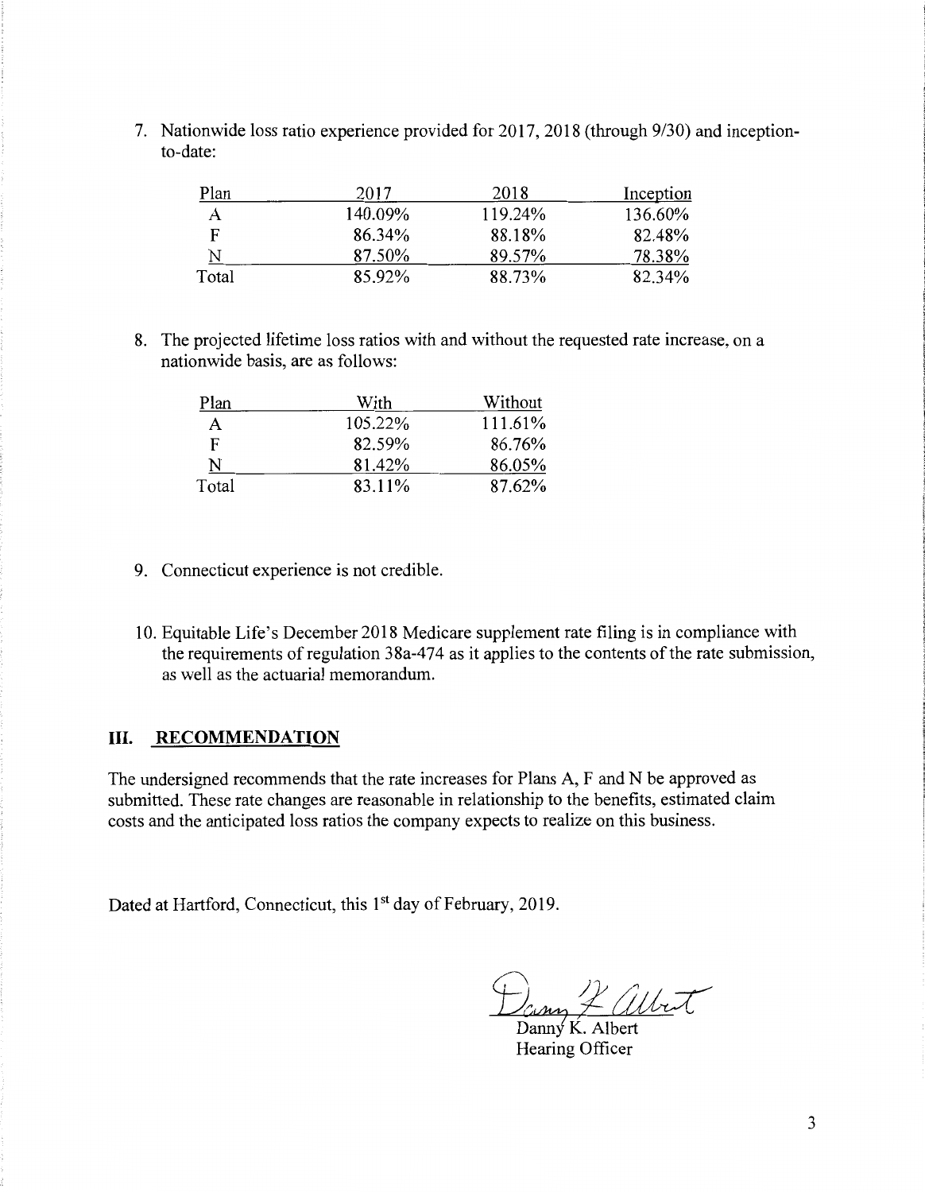7. Nationwide loss ratio experience provided for 2017, 2018 (through 9/30) and inception-to-date:

| Plan | 2017 | 2018 | Inception |
|---|---|---|---|
| A | 140.09% | 119.24% | 136.60% |
| F | 86.34% | 88.18% | 82.48% |
| N | 87.50% | 89.57% | 78.38% |
| Total | 85.92% | 88.73% | 82.34% |

8. The projected lifetime loss ratios with and without the requested rate increase, on a nationwide basis, are as follows:

| Plan | With | Without |
|---|---|---|
| A | 105.22% | 111.61% |
| F | 82.59% | 86.76% |
| N | 81.42% | 86.05% |
| Total | 83.11% | 87.62% |

9. Connecticut experience is not credible.

10. Equitable Life's December 2018 Medicare supplement rate filing is in compliance with the requirements of regulation 38a-474 as it applies to the contents of the rate submission, as well as the actuarial memorandum.

## III. RECOMMENDATION

The undersigned recommends that the rate increases for Plans A, F and N be approved as submitted. These rate changes are reasonable in relationship to the benefits, estimated claim costs and the anticipated loss ratios the company expects to realize on this business.

Dated at Hartford, Connecticut, this 1st day of February, 2019.

Danny K. Albert
Hearing Officer